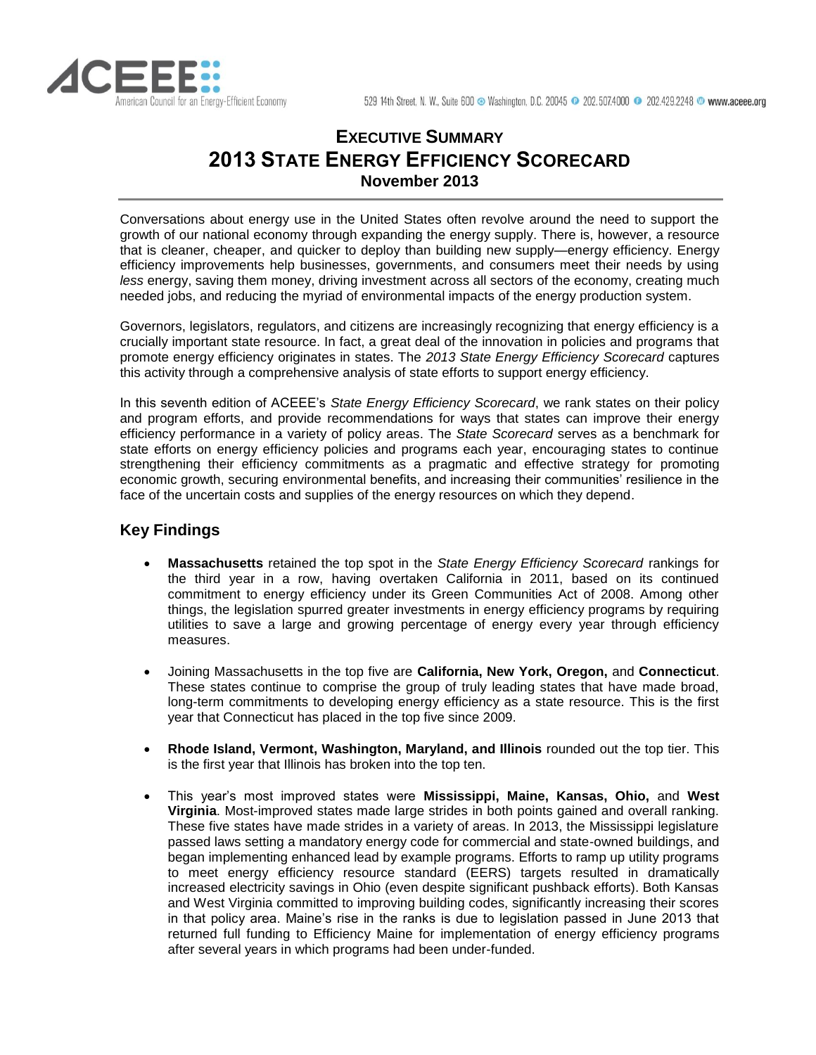# EXECUTIVE SUMMARY
# 2013 STATE ENERGY EFFICIENCY SCORECARD
**November 2013**

Conversations about energy use in the United States often revolve around the need to support the growth of our national economy through expanding the energy supply. There is, however, a resource that is cleaner, cheaper, and quicker to deploy than building new supply—energy efficiency. Energy efficiency improvements help businesses, governments, and consumers meet their needs by using *less* energy, saving them money, driving investment across all sectors of the economy, creating much needed jobs, and reducing the myriad of environmental impacts of the energy production system.

Governors, legislators, regulators, and citizens are increasingly recognizing that energy efficiency is a crucially important state resource. In fact, a great deal of the innovation in policies and programs that promote energy efficiency originates in states. The *2013 State Energy Efficiency Scorecard* captures this activity through a comprehensive analysis of state efforts to support energy efficiency.

In this seventh edition of ACEEE's *State Energy Efficiency Scorecard*, we rank states on their policy and program efforts, and provide recommendations for ways that states can improve their energy efficiency performance in a variety of policy areas. The *State Scorecard* serves as a benchmark for state efforts on energy efficiency policies and programs each year, encouraging states to continue strengthening their efficiency commitments as a pragmatic and effective strategy for promoting economic growth, securing environmental benefits, and increasing their communities' resilience in the face of the uncertain costs and supplies of the energy resources on which they depend.

## Key Findings

- **Massachusetts** retained the top spot in the *State Energy Efficiency Scorecard* rankings for the third year in a row, having overtaken California in 2011, based on its continued commitment to energy efficiency under its Green Communities Act of 2008. Among other things, the legislation spurred greater investments in energy efficiency programs by requiring utilities to save a large and growing percentage of energy every year through efficiency measures.

- Joining Massachusetts in the top five are **California, New York, Oregon,** and **Connecticut**. These states continue to comprise the group of truly leading states that have made broad, long-term commitments to developing energy efficiency as a state resource. This is the first year that Connecticut has placed in the top five since 2009.

- **Rhode Island, Vermont, Washington, Maryland, and Illinois** rounded out the top tier. This is the first year that Illinois has broken into the top ten.

- This year's most improved states were **Mississippi, Maine, Kansas, Ohio,** and **West Virginia**. Most-improved states made large strides in both points gained and overall ranking. These five states have made strides in a variety of areas. In 2013, the Mississippi legislature passed laws setting a mandatory energy code for commercial and state-owned buildings, and began implementing enhanced lead by example programs. Efforts to ramp up utility programs to meet energy efficiency resource standard (EERS) targets resulted in dramatically increased electricity savings in Ohio (even despite significant pushback efforts). Both Kansas and West Virginia committed to improving building codes, significantly increasing their scores in that policy area. Maine's rise in the ranks is due to legislation passed in June 2013 that returned full funding to Efficiency Maine for implementation of energy efficiency programs after several years in which programs had been under-funded.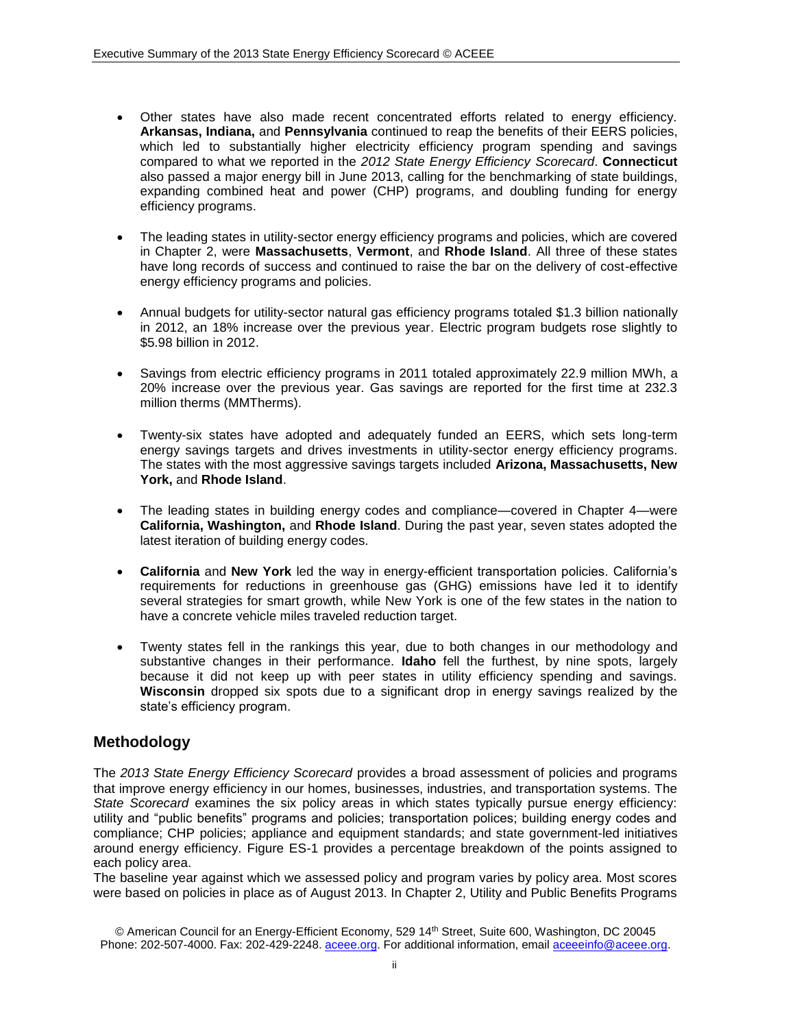- Other states have also made recent concentrated efforts related to energy efficiency. **Arkansas, Indiana,** and **Pennsylvania** continued to reap the benefits of their EERS policies, which led to substantially higher electricity efficiency program spending and savings compared to what we reported in the *2012 State Energy Efficiency Scorecard*. **Connecticut** also passed a major energy bill in June 2013, calling for the benchmarking of state buildings, expanding combined heat and power (CHP) programs, and doubling funding for energy efficiency programs.

- The leading states in utility-sector energy efficiency programs and policies, which are covered in Chapter 2, were **Massachusetts**, **Vermont**, and **Rhode Island**. All three of these states have long records of success and continued to raise the bar on the delivery of cost-effective energy efficiency programs and policies.

- Annual budgets for utility-sector natural gas efficiency programs totaled $1.3 billion nationally in 2012, an 18% increase over the previous year. Electric program budgets rose slightly to $5.98 billion in 2012.

- Savings from electric efficiency programs in 2011 totaled approximately 22.9 million MWh, a 20% increase over the previous year. Gas savings are reported for the first time at 232.3 million therms (MMTherms).

- Twenty-six states have adopted and adequately funded an EERS, which sets long-term energy savings targets and drives investments in utility-sector energy efficiency programs. The states with the most aggressive savings targets included **Arizona, Massachusetts, New York,** and **Rhode Island**.

- The leading states in building energy codes and compliance—covered in Chapter 4—were **California, Washington,** and **Rhode Island**. During the past year, seven states adopted the latest iteration of building energy codes.

- **California** and **New York** led the way in energy-efficient transportation policies. California's requirements for reductions in greenhouse gas (GHG) emissions have led it to identify several strategies for smart growth, while New York is one of the few states in the nation to have a concrete vehicle miles traveled reduction target.

- Twenty states fell in the rankings this year, due to both changes in our methodology and substantive changes in their performance. **Idaho** fell the furthest, by nine spots, largely because it did not keep up with peer states in utility efficiency spending and savings. **Wisconsin** dropped six spots due to a significant drop in energy savings realized by the state's efficiency program.

## Methodology

The *2013 State Energy Efficiency Scorecard* provides a broad assessment of policies and programs that improve energy efficiency in our homes, businesses, industries, and transportation systems. The *State Scorecard* examines the six policy areas in which states typically pursue energy efficiency: utility and "public benefits" programs and policies; transportation polices; building energy codes and compliance; CHP policies; appliance and equipment standards; and state government-led initiatives around energy efficiency. Figure ES-1 provides a percentage breakdown of the points assigned to each policy area.

The baseline year against which we assessed policy and program varies by policy area. Most scores were based on policies in place as of August 2013. In Chapter 2, Utility and Public Benefits Programs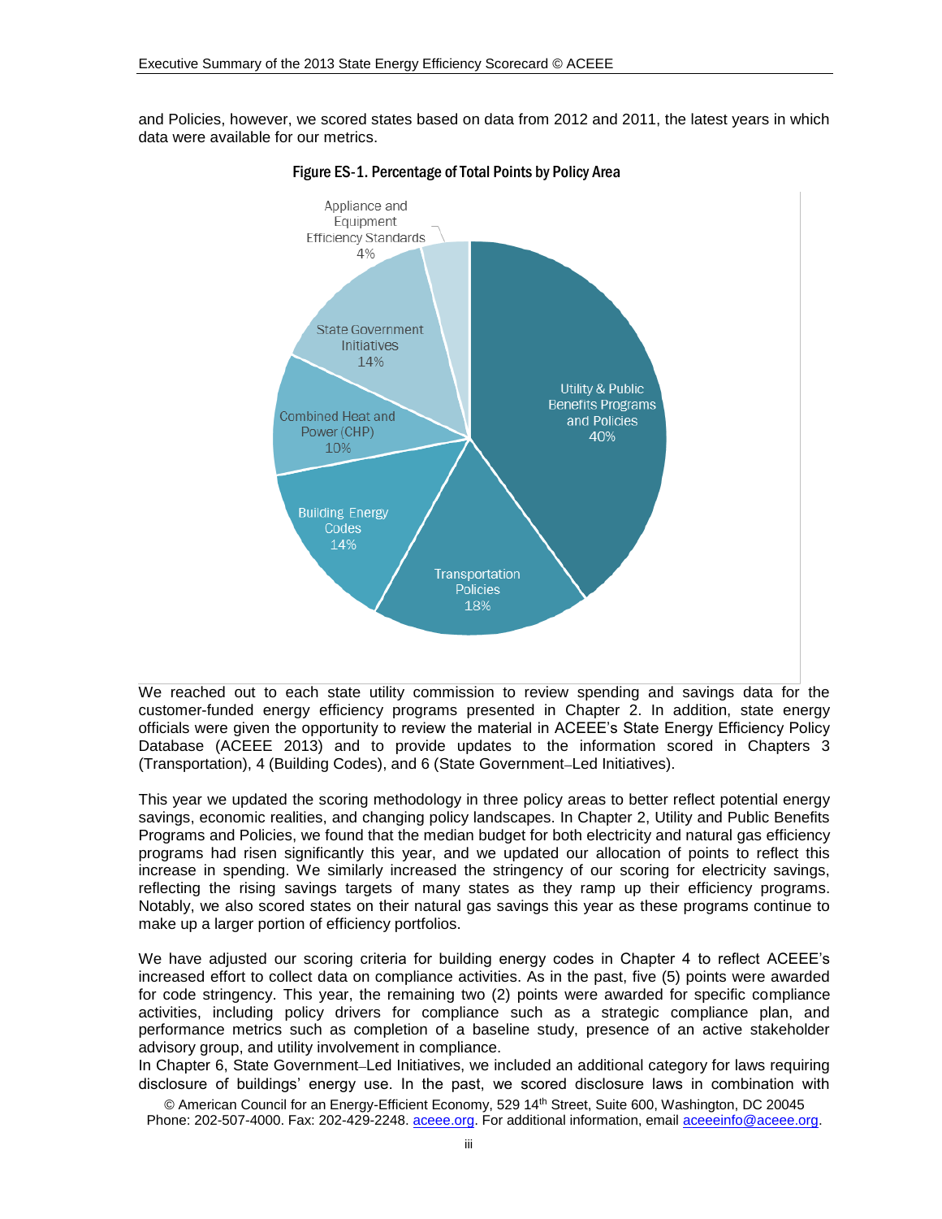and Policies, however, we scored states based on data from 2012 and 2011, the latest years in which data were available for our metrics.

Figure ES-1. Percentage of Total Points by Policy Area

| Policy Area | Percentage |
|---|---|
| Utility & Public Benefits Programs and Policies | 40% |
| Transportation Policies | 18% |
| Building Energy Codes | 14% |
| Combined Heat and Power (CHP) | 10% |
| State Government Initiatives | 14% |
| Appliance and Equipment Efficiency Standards | 4% |

We reached out to each state utility commission to review spending and savings data for the customer-funded energy efficiency programs presented in Chapter 2. In addition, state energy officials were given the opportunity to review the material in ACEEE's State Energy Efficiency Policy Database (ACEEE 2013) and to provide updates to the information scored in Chapters 3 (Transportation), 4 (Building Codes), and 6 (State Government–Led Initiatives).

This year we updated the scoring methodology in three policy areas to better reflect potential energy savings, economic realities, and changing policy landscapes. In Chapter 2, Utility and Public Benefits Programs and Policies, we found that the median budget for both electricity and natural gas efficiency programs had risen significantly this year, and we updated our allocation of points to reflect this increase in spending. We similarly increased the stringency of our scoring for electricity savings, reflecting the rising savings targets of many states as they ramp up their efficiency programs. Notably, we also scored states on their natural gas savings this year as these programs continue to make up a larger portion of efficiency portfolios.

We have adjusted our scoring criteria for building energy codes in Chapter 4 to reflect ACEEE's increased effort to collect data on compliance activities. As in the past, five (5) points were awarded for code stringency. This year, the remaining two (2) points were awarded for specific compliance activities, including policy drivers for compliance such as a strategic compliance plan, and performance metrics such as completion of a baseline study, presence of an active stakeholder advisory group, and utility involvement in compliance.

In Chapter 6, State Government–Led Initiatives, we included an additional category for laws requiring disclosure of buildings' energy use. In the past, we scored disclosure laws in combination with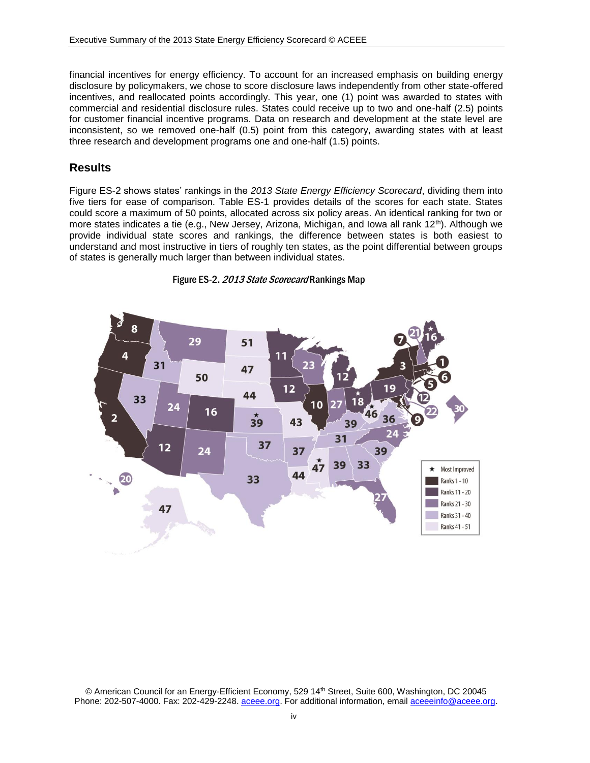financial incentives for energy efficiency. To account for an increased emphasis on building energy disclosure by policymakers, we chose to score disclosure laws independently from other state-offered incentives, and reallocated points accordingly. This year, one (1) point was awarded to states with commercial and residential disclosure rules. States could receive up to two and one-half (2.5) points for customer financial incentive programs. Data on research and development at the state level are inconsistent, so we removed one-half (0.5) point from this category, awarding states with at least three research and development programs one and one-half (1.5) points.

## Results

Figure ES-2 shows states' rankings in the *2013 State Energy Efficiency Scorecard*, dividing them into five tiers for ease of comparison. Table ES-1 provides details of the scores for each state. States could score a maximum of 50 points, allocated across six policy areas. An identical ranking for two or more states indicates a tie (e.g., New Jersey, Arizona, Michigan, and Iowa all rank 12th). Although we provide individual state scores and rankings, the difference between states is both easiest to understand and most instructive in tiers of roughly ten states, as the point differential between groups of states is generally much larger than between individual states.

Figure ES-2. *2013 State Scorecard* Rankings Map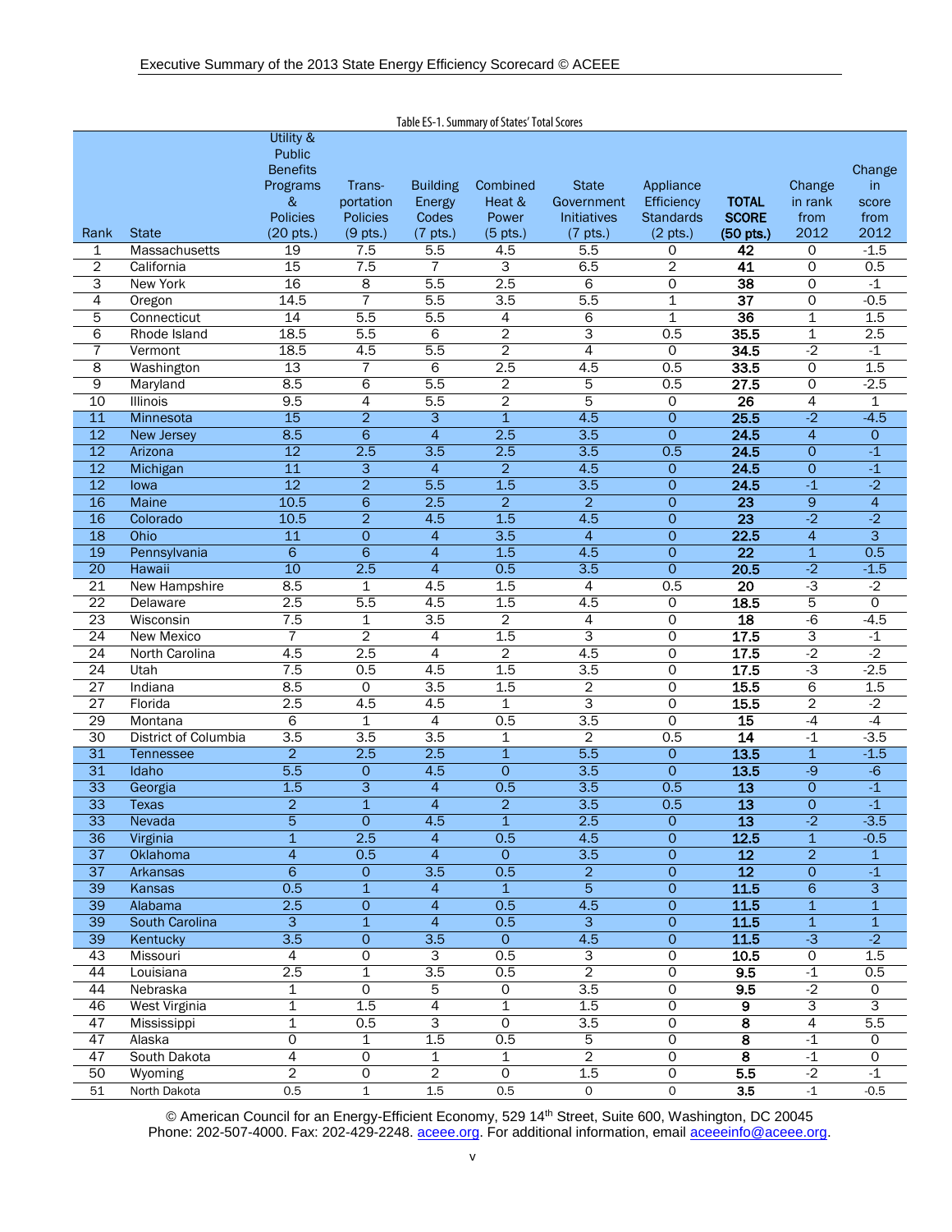Table ES-1. Summary of States' Total Scores

| Rank | State | Utility & Public Benefits Programs & Policies (20 pts.) | Trans-portation Policies (9 pts.) | Building Energy Codes (7 pts.) | Combined Heat & Power (5 pts.) | State Government Initiatives (7 pts.) | Appliance Efficiency Standards (2 pts.) | **TOTAL SCORE (50 pts.)** | Change in rank from 2012 | Change in score from 2012 |
|---|---|---|---|---|---|---|---|---|---|---|
| 1 | Massachusetts | 19 | 7.5 | 5.5 | 4.5 | 5.5 | 0 | **42** | 0 | -1.5 |
| 2 | California | 15 | 7.5 | 7 | 3 | 6.5 | 2 | **41** | 0 | 0.5 |
| 3 | New York | 16 | 8 | 5.5 | 2.5 | 6 | 0 | **38** | 0 | -1 |
| 4 | Oregon | 14.5 | 7 | 5.5 | 3.5 | 5.5 | 1 | **37** | 0 | -0.5 |
| 5 | Connecticut | 14 | 5.5 | 5.5 | 4 | 6 | 1 | **36** | 1 | 1.5 |
| 6 | Rhode Island | 18.5 | 5.5 | 6 | 2 | 3 | 0.5 | **35.5** | 1 | 2.5 |
| 7 | Vermont | 18.5 | 4.5 | 5.5 | 2 | 4 | 0 | **34.5** | -2 | -1 |
| 8 | Washington | 13 | 7 | 6 | 2.5 | 4.5 | 0.5 | **33.5** | 0 | 1.5 |
| 9 | Maryland | 8.5 | 6 | 5.5 | 2 | 5 | 0.5 | **27.5** | 0 | -2.5 |
| 10 | Illinois | 9.5 | 4 | 5.5 | 2 | 5 | 0 | **26** | 4 | 1 |
| 11 | Minnesota | 15 | 2 | 3 | 1 | 4.5 | 0 | **25.5** | -2 | -4.5 |
| 12 | New Jersey | 8.5 | 6 | 4 | 2.5 | 3.5 | 0 | **24.5** | 4 | 0 |
| 12 | Arizona | 12 | 2.5 | 3.5 | 2.5 | 3.5 | 0.5 | **24.5** | 0 | -1 |
| 12 | Michigan | 11 | 3 | 4 | 2 | 4.5 | 0 | **24.5** | 0 | -1 |
| 12 | Iowa | 12 | 2 | 5.5 | 1.5 | 3.5 | 0 | **24.5** | -1 | -2 |
| 16 | Maine | 10.5 | 6 | 2.5 | 2 | 2 | 0 | **23** | 9 | 4 |
| 16 | Colorado | 10.5 | 2 | 4.5 | 1.5 | 4.5 | 0 | **23** | -2 | -2 |
| 18 | Ohio | 11 | 0 | 4 | 3.5 | 4 | 0 | **22.5** | 4 | 3 |
| 19 | Pennsylvania | 6 | 6 | 4 | 1.5 | 4.5 | 0 | **22** | 1 | 0.5 |
| 20 | Hawaii | 10 | 2.5 | 4 | 0.5 | 3.5 | 0 | **20.5** | -2 | -1.5 |
| 21 | New Hampshire | 8.5 | 1 | 4.5 | 1.5 | 4 | 0.5 | **20** | -3 | -2 |
| 22 | Delaware | 2.5 | 5.5 | 4.5 | 1.5 | 4.5 | 0 | **18.5** | 5 | 0 |
| 23 | Wisconsin | 7.5 | 1 | 3.5 | 2 | 4 | 0 | **18** | -6 | -4.5 |
| 24 | New Mexico | 7 | 2 | 4 | 1.5 | 3 | 0 | **17.5** | 3 | -1 |
| 24 | North Carolina | 4.5 | 2.5 | 4 | 2 | 4.5 | 0 | **17.5** | -2 | -2 |
| 24 | Utah | 7.5 | 0.5 | 4.5 | 1.5 | 3.5 | 0 | **17.5** | -3 | -2.5 |
| 27 | Indiana | 8.5 | 0 | 3.5 | 1.5 | 2 | 0 | **15.5** | 6 | 1.5 |
| 27 | Florida | 2.5 | 4.5 | 4.5 | 1 | 3 | 0 | **15.5** | 2 | -2 |
| 29 | Montana | 6 | 1 | 4 | 0.5 | 3.5 | 0 | **15** | -4 | -4 |
| 30 | District of Columbia | 3.5 | 3.5 | 3.5 | 1 | 2 | 0.5 | **14** | -1 | -3.5 |
| 31 | Tennessee | 2 | 2.5 | 2.5 | 1 | 5.5 | 0 | **13.5** | 1 | -1.5 |
| 31 | Idaho | 5.5 | 0 | 4.5 | 0 | 3.5 | 0 | **13.5** | -9 | -6 |
| 33 | Georgia | 1.5 | 3 | 4 | 0.5 | 3.5 | 0.5 | **13** | 0 | -1 |
| 33 | Texas | 2 | 1 | 4 | 2 | 3.5 | 0.5 | **13** | 0 | -1 |
| 33 | Nevada | 5 | 0 | 4.5 | 1 | 2.5 | 0 | **13** | -2 | -3.5 |
| 36 | Virginia | 1 | 2.5 | 4 | 0.5 | 4.5 | 0 | **12.5** | 1 | -0.5 |
| 37 | Oklahoma | 4 | 0.5 | 4 | 0 | 3.5 | 0 | **12** | 2 | 1 |
| 37 | Arkansas | 6 | 0 | 3.5 | 0.5 | 2 | 0 | **12** | 0 | -1 |
| 39 | Kansas | 0.5 | 1 | 4 | 1 | 5 | 0 | **11.5** | 6 | 3 |
| 39 | Alabama | 2.5 | 0 | 4 | 0.5 | 4.5 | 0 | **11.5** | 1 | 1 |
| 39 | South Carolina | 3 | 1 | 4 | 0.5 | 3 | 0 | **11.5** | 1 | 1 |
| 39 | Kentucky | 3.5 | 0 | 3.5 | 0 | 4.5 | 0 | **11.5** | -3 | -2 |
| 43 | Missouri | 4 | 0 | 3 | 0.5 | 3 | 0 | **10.5** | 0 | 1.5 |
| 44 | Louisiana | 2.5 | 1 | 3.5 | 0.5 | 2 | 0 | **9.5** | -1 | 0.5 |
| 44 | Nebraska | 1 | 0 | 5 | 0 | 3.5 | 0 | **9.5** | -2 | 0 |
| 46 | West Virginia | 1 | 1.5 | 4 | 1 | 1.5 | 0 | **9** | 3 | 3 |
| 47 | Mississippi | 1 | 0.5 | 3 | 0 | 3.5 | 0 | **8** | 4 | 5.5 |
| 47 | Alaska | 0 | 1 | 1.5 | 0.5 | 5 | 0 | **8** | -1 | 0 |
| 47 | South Dakota | 4 | 0 | 1 | 1 | 2 | 0 | **8** | -1 | 0 |
| 50 | Wyoming | 2 | 0 | 2 | 0 | 1.5 | 0 | **5.5** | -2 | -1 |
| 51 | North Dakota | 0.5 | 1 | 1.5 | 0.5 | 0 | 0 | **3.5** | -1 | -0.5 |

© American Council for an Energy-Efficient Economy, 529 14th Street, Suite 600, Washington, DC 20045
Phone: 202-507-4000. Fax: 202-429-2248. aceee.org. For additional information, email aceeeinfo@aceee.org.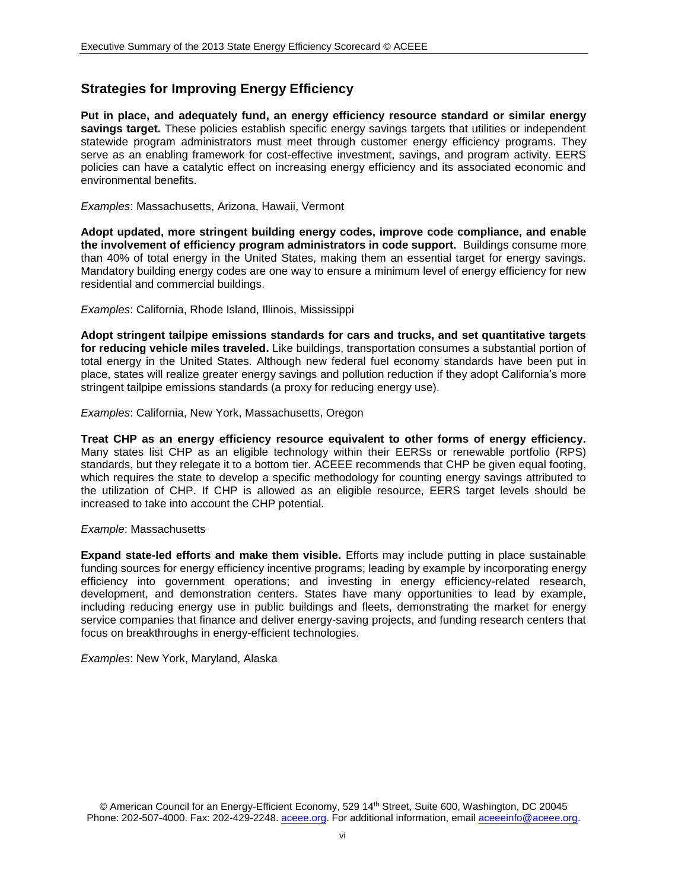## Strategies for Improving Energy Efficiency

**Put in place, and adequately fund, an energy efficiency resource standard or similar energy savings target.** These policies establish specific energy savings targets that utilities or independent statewide program administrators must meet through customer energy efficiency programs. They serve as an enabling framework for cost-effective investment, savings, and program activity. EERS policies can have a catalytic effect on increasing energy efficiency and its associated economic and environmental benefits.

*Examples*: Massachusetts, Arizona, Hawaii, Vermont

**Adopt updated, more stringent building energy codes, improve code compliance, and enable the involvement of efficiency program administrators in code support.** Buildings consume more than 40% of total energy in the United States, making them an essential target for energy savings. Mandatory building energy codes are one way to ensure a minimum level of energy efficiency for new residential and commercial buildings.

*Examples*: California, Rhode Island, Illinois, Mississippi

**Adopt stringent tailpipe emissions standards for cars and trucks, and set quantitative targets for reducing vehicle miles traveled.** Like buildings, transportation consumes a substantial portion of total energy in the United States. Although new federal fuel economy standards have been put in place, states will realize greater energy savings and pollution reduction if they adopt California's more stringent tailpipe emissions standards (a proxy for reducing energy use).

*Examples*: California, New York, Massachusetts, Oregon

**Treat CHP as an energy efficiency resource equivalent to other forms of energy efficiency.** Many states list CHP as an eligible technology within their EERSs or renewable portfolio (RPS) standards, but they relegate it to a bottom tier. ACEEE recommends that CHP be given equal footing, which requires the state to develop a specific methodology for counting energy savings attributed to the utilization of CHP. If CHP is allowed as an eligible resource, EERS target levels should be increased to take into account the CHP potential.

*Example*: Massachusetts

**Expand state-led efforts and make them visible.** Efforts may include putting in place sustainable funding sources for energy efficiency incentive programs; leading by example by incorporating energy efficiency into government operations; and investing in energy efficiency-related research, development, and demonstration centers. States have many opportunities to lead by example, including reducing energy use in public buildings and fleets, demonstrating the market for energy service companies that finance and deliver energy-saving projects, and funding research centers that focus on breakthroughs in energy-efficient technologies.

*Examples*: New York, Maryland, Alaska